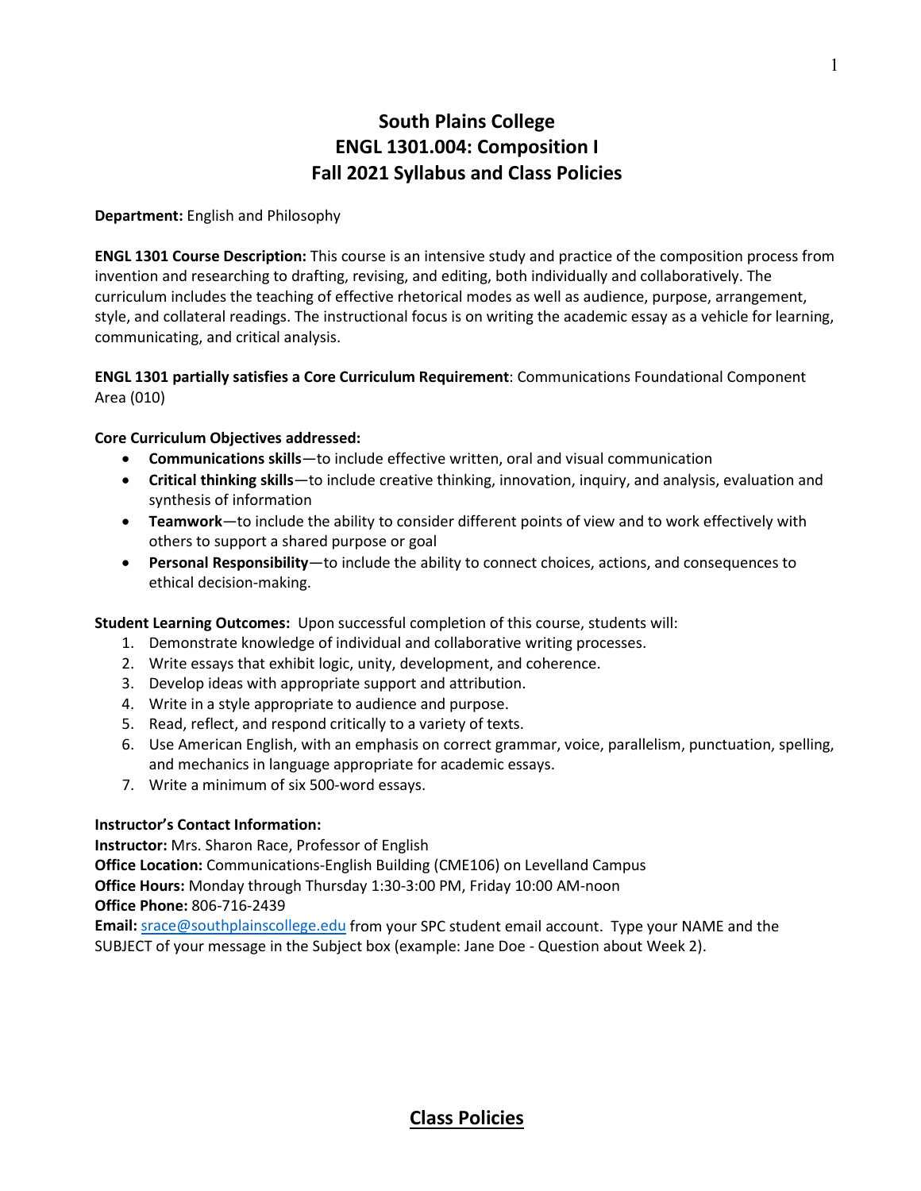# South Plains College
# ENGL 1301.004: Composition I
# Fall 2021 Syllabus and Class Policies

**Department:** English and Philosophy

**ENGL 1301 Course Description:** This course is an intensive study and practice of the composition process from invention and researching to drafting, revising, and editing, both individually and collaboratively. The curriculum includes the teaching of effective rhetorical modes as well as audience, purpose, arrangement, style, and collateral readings. The instructional focus is on writing the academic essay as a vehicle for learning, communicating, and critical analysis.

**ENGL 1301 partially satisfies a Core Curriculum Requirement**: Communications Foundational Component Area (010)

**Core Curriculum Objectives addressed:**

- **Communications skills**—to include effective written, oral and visual communication
- **Critical thinking skills**—to include creative thinking, innovation, inquiry, and analysis, evaluation and synthesis of information
- **Teamwork**—to include the ability to consider different points of view and to work effectively with others to support a shared purpose or goal
- **Personal Responsibility**—to include the ability to connect choices, actions, and consequences to ethical decision-making.

**Student Learning Outcomes:** Upon successful completion of this course, students will:

1. Demonstrate knowledge of individual and collaborative writing processes.
2. Write essays that exhibit logic, unity, development, and coherence.
3. Develop ideas with appropriate support and attribution.
4. Write in a style appropriate to audience and purpose.
5. Read, reflect, and respond critically to a variety of texts.
6. Use American English, with an emphasis on correct grammar, voice, parallelism, punctuation, spelling, and mechanics in language appropriate for academic essays.
7. Write a minimum of six 500-word essays.

**Instructor's Contact Information:**
**Instructor:** Mrs. Sharon Race, Professor of English
**Office Location:** Communications-English Building (CME106) on Levelland Campus
**Office Hours:** Monday through Thursday 1:30-3:00 PM, Friday 10:00 AM-noon
**Office Phone:** 806-716-2439
**Email:** srace@southplainscollege.edu from your SPC student email account. Type your NAME and the SUBJECT of your message in the Subject box (example: Jane Doe - Question about Week 2).

## Class Policies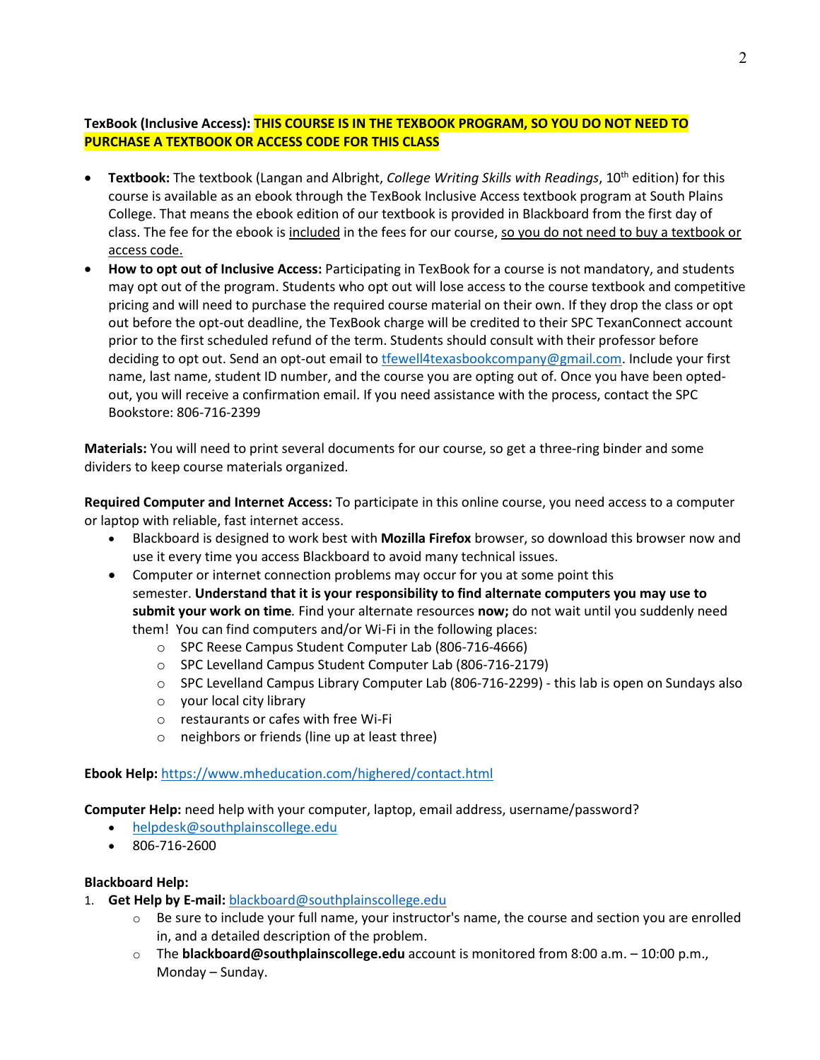**TexBook (Inclusive Access): THIS COURSE IS IN THE TEXBOOK PROGRAM, SO YOU DO NOT NEED TO PURCHASE A TEXTBOOK OR ACCESS CODE FOR THIS CLASS**

- **Textbook:** The textbook (Langan and Albright, *College Writing Skills with Readings*, 10th edition) for this course is available as an ebook through the TexBook Inclusive Access textbook program at South Plains College. That means the ebook edition of our textbook is provided in Blackboard from the first day of class. The fee for the ebook is included in the fees for our course, so you do not need to buy a textbook or access code.
- **How to opt out of Inclusive Access:** Participating in TexBook for a course is not mandatory, and students may opt out of the program. Students who opt out will lose access to the course textbook and competitive pricing and will need to purchase the required course material on their own. If they drop the class or opt out before the opt-out deadline, the TexBook charge will be credited to their SPC TexanConnect account prior to the first scheduled refund of the term. Students should consult with their professor before deciding to opt out. Send an opt-out email to tfewell4texasbookcompany@gmail.com. Include your first name, last name, student ID number, and the course you are opting out of. Once you have been opted-out, you will receive a confirmation email. If you need assistance with the process, contact the SPC Bookstore: 806-716-2399

**Materials:** You will need to print several documents for our course, so get a three-ring binder and some dividers to keep course materials organized.

**Required Computer and Internet Access:** To participate in this online course, you need access to a computer or laptop with reliable, fast internet access.

- Blackboard is designed to work best with **Mozilla Firefox** browser, so download this browser now and use it every time you access Blackboard to avoid many technical issues.
- Computer or internet connection problems may occur for you at some point this semester. **Understand that it is your responsibility to find alternate computers you may use to submit your work on time**. Find your alternate resources **now;** do not wait until you suddenly need them! You can find computers and/or Wi-Fi in the following places:
  - SPC Reese Campus Student Computer Lab (806-716-4666)
  - SPC Levelland Campus Student Computer Lab (806-716-2179)
  - SPC Levelland Campus Library Computer Lab (806-716-2299) - this lab is open on Sundays also
  - your local city library
  - restaurants or cafes with free Wi-Fi
  - neighbors or friends (line up at least three)

**Ebook Help:** https://www.mheducation.com/highered/contact.html

**Computer Help:** need help with your computer, laptop, email address, username/password?

- helpdesk@southplainscollege.edu
- 806-716-2600

**Blackboard Help:**

1. **Get Help by E-mail:** blackboard@southplainscollege.edu
   - Be sure to include your full name, your instructor's name, the course and section you are enrolled in, and a detailed description of the problem.
   - The **blackboard@southplainscollege.edu** account is monitored from 8:00 a.m. – 10:00 p.m., Monday – Sunday.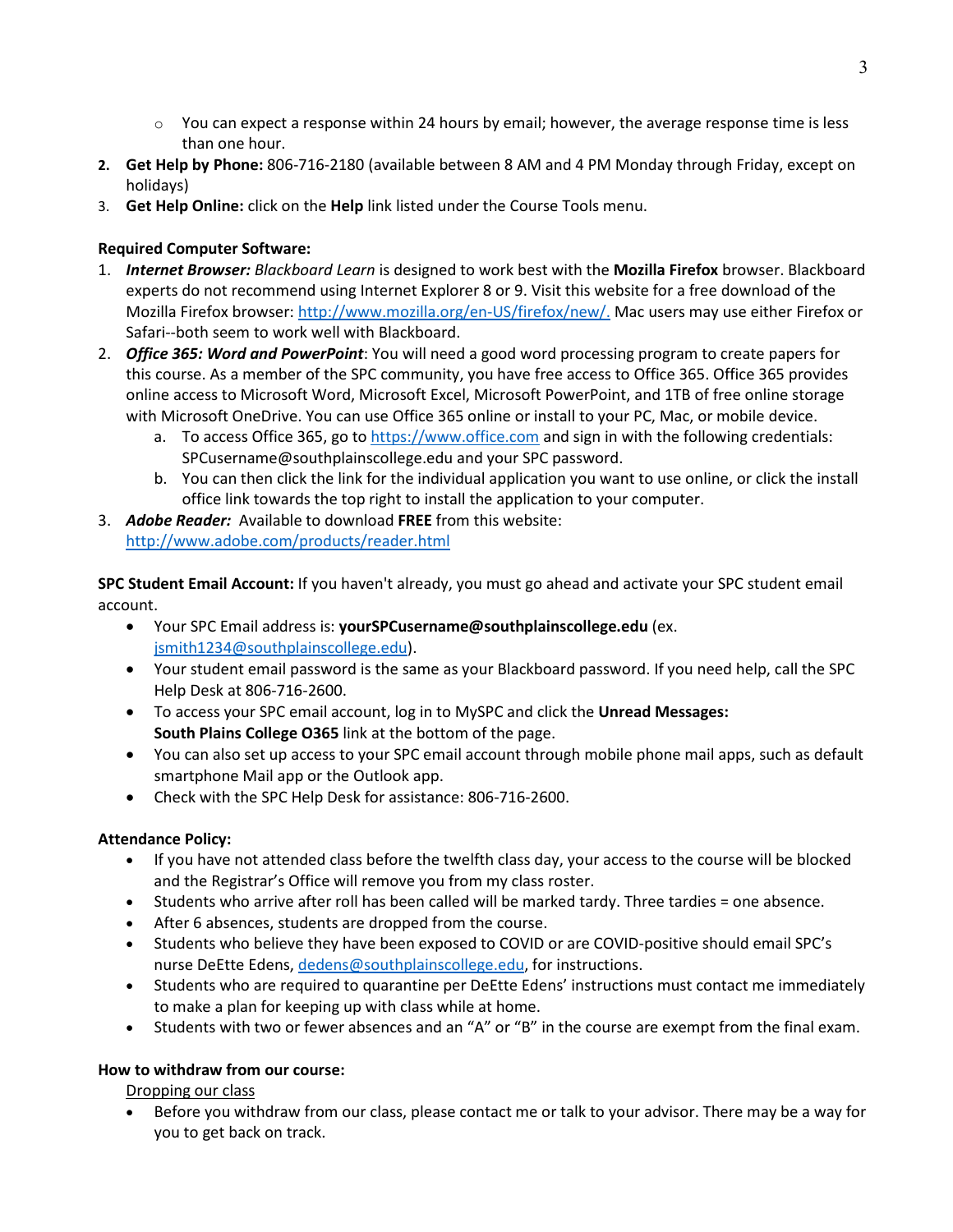- You can expect a response within 24 hours by email; however, the average response time is less than one hour.
2. **Get Help by Phone:** 806-716-2180 (available between 8 AM and 4 PM Monday through Friday, except on holidays)
3. **Get Help Online:** click on the **Help** link listed under the Course Tools menu.

**Required Computer Software:**

1. ***Internet Browser:*** *Blackboard Learn* is designed to work best with the **Mozilla Firefox** browser. Blackboard experts do not recommend using Internet Explorer 8 or 9. Visit this website for a free download of the Mozilla Firefox browser: http://www.mozilla.org/en-US/firefox/new/. Mac users may use either Firefox or Safari--both seem to work well with Blackboard.
2. ***Office 365: Word and PowerPoint***: You will need a good word processing program to create papers for this course. As a member of the SPC community, you have free access to Office 365. Office 365 provides online access to Microsoft Word, Microsoft Excel, Microsoft PowerPoint, and 1TB of free online storage with Microsoft OneDrive. You can use Office 365 online or install to your PC, Mac, or mobile device.
    a. To access Office 365, go to https://www.office.com and sign in with the following credentials: SPCusername@southplainscollege.edu and your SPC password.
    b. You can then click the link for the individual application you want to use online, or click the install office link towards the top right to install the application to your computer.
3. ***Adobe Reader:*** Available to download **FREE** from this website: http://www.adobe.com/products/reader.html

**SPC Student Email Account:** If you haven't already, you must go ahead and activate your SPC student email account.

- Your SPC Email address is: **yourSPCusername@southplainscollege.edu** (ex. jsmith1234@southplainscollege.edu).
- Your student email password is the same as your Blackboard password. If you need help, call the SPC Help Desk at 806-716-2600.
- To access your SPC email account, log in to MySPC and click the **Unread Messages: South Plains College O365** link at the bottom of the page.
- You can also set up access to your SPC email account through mobile phone mail apps, such as default smartphone Mail app or the Outlook app.
- Check with the SPC Help Desk for assistance: 806-716-2600.

**Attendance Policy:**

- If you have not attended class before the twelfth class day, your access to the course will be blocked and the Registrar's Office will remove you from my class roster.
- Students who arrive after roll has been called will be marked tardy. Three tardies = one absence.
- After 6 absences, students are dropped from the course.
- Students who believe they have been exposed to COVID or are COVID-positive should email SPC's nurse DeEtte Edens, dedens@southplainscollege.edu, for instructions.
- Students who are required to quarantine per DeEtte Edens' instructions must contact me immediately to make a plan for keeping up with class while at home.
- Students with two or fewer absences and an "A" or "B" in the course are exempt from the final exam.

**How to withdraw from our course:**

Dropping our class

- Before you withdraw from our class, please contact me or talk to your advisor. There may be a way for you to get back on track.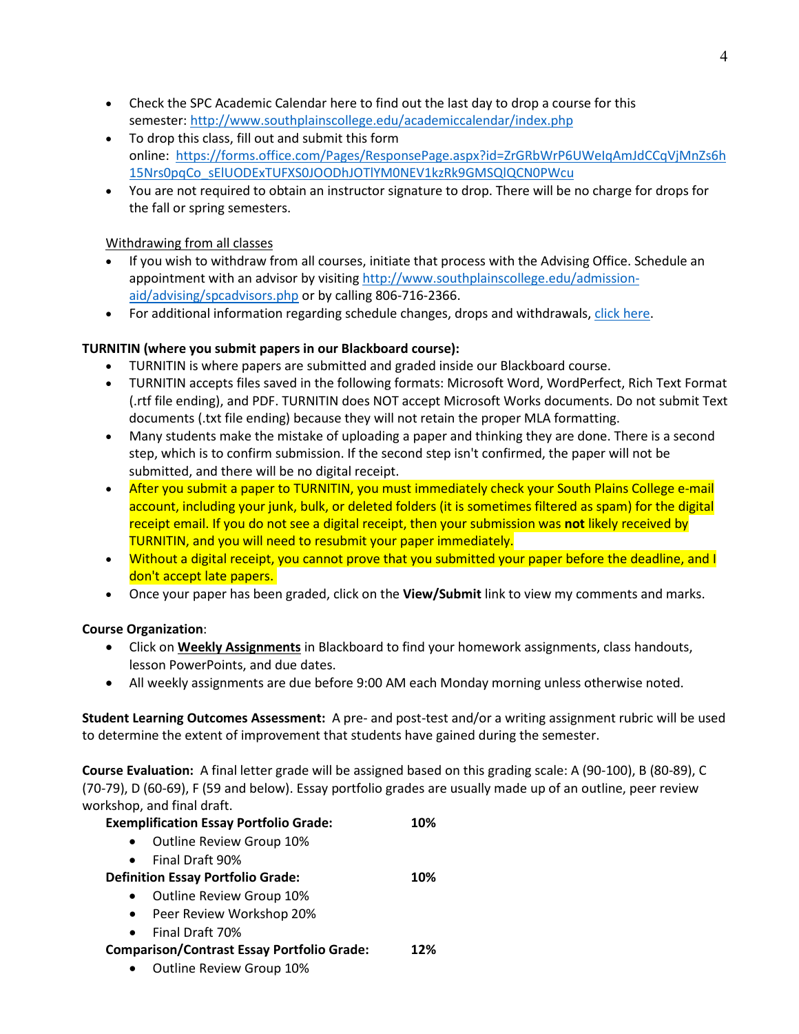- Check the SPC Academic Calendar here to find out the last day to drop a course for this semester: http://www.southplainscollege.edu/academiccalendar/index.php
- To drop this class, fill out and submit this form online: https://forms.office.com/Pages/ResponsePage.aspx?id=ZrGRbWrP6UWeIqAmJdCCqVjMnZs6h15Nrs0pqCo_sElUODExTUFXS0JOODhJOTlYM0NEV1kzRk9GMSQlQCN0PWcu
- You are not required to obtain an instructor signature to drop. There will be no charge for drops for the fall or spring semesters.

Withdrawing from all classes

- If you wish to withdraw from all courses, initiate that process with the Advising Office. Schedule an appointment with an advisor by visiting http://www.southplainscollege.edu/admission-aid/advising/spcadvisors.php or by calling 806-716-2366.
- For additional information regarding schedule changes, drops and withdrawals, click here.

**TURNITIN (where you submit papers in our Blackboard course):**

- TURNITIN is where papers are submitted and graded inside our Blackboard course.
- TURNITIN accepts files saved in the following formats: Microsoft Word, WordPerfect, Rich Text Format (.rtf file ending), and PDF. TURNITIN does NOT accept Microsoft Works documents. Do not submit Text documents (.txt file ending) because they will not retain the proper MLA formatting.
- Many students make the mistake of uploading a paper and thinking they are done. There is a second step, which is to confirm submission. If the second step isn't confirmed, the paper will not be submitted, and there will be no digital receipt.
- After you submit a paper to TURNITIN, you must immediately check your South Plains College e-mail account, including your junk, bulk, or deleted folders (it is sometimes filtered as spam) for the digital receipt email. If you do not see a digital receipt, then your submission was **not** likely received by TURNITIN, and you will need to resubmit your paper immediately.
- Without a digital receipt, you cannot prove that you submitted your paper before the deadline, and I don't accept late papers.
- Once your paper has been graded, click on the **View/Submit** link to view my comments and marks.

**Course Organization**:

- Click on **Weekly Assignments** in Blackboard to find your homework assignments, class handouts, lesson PowerPoints, and due dates.
- All weekly assignments are due before 9:00 AM each Monday morning unless otherwise noted.

**Student Learning Outcomes Assessment:** A pre- and post-test and/or a writing assignment rubric will be used to determine the extent of improvement that students have gained during the semester.

**Course Evaluation:** A final letter grade will be assigned based on this grading scale: A (90-100), B (80-89), C (70-79), D (60-69), F (59 and below). Essay portfolio grades are usually made up of an outline, peer review workshop, and final draft.

**Exemplification Essay Portfolio Grade:** **10%**

- Outline Review Group 10%
- Final Draft 90%

**Definition Essay Portfolio Grade:** **10%**

- Outline Review Group 10%
- Peer Review Workshop 20%
- Final Draft 70%

**Comparison/Contrast Essay Portfolio Grade:** **12%**

- Outline Review Group 10%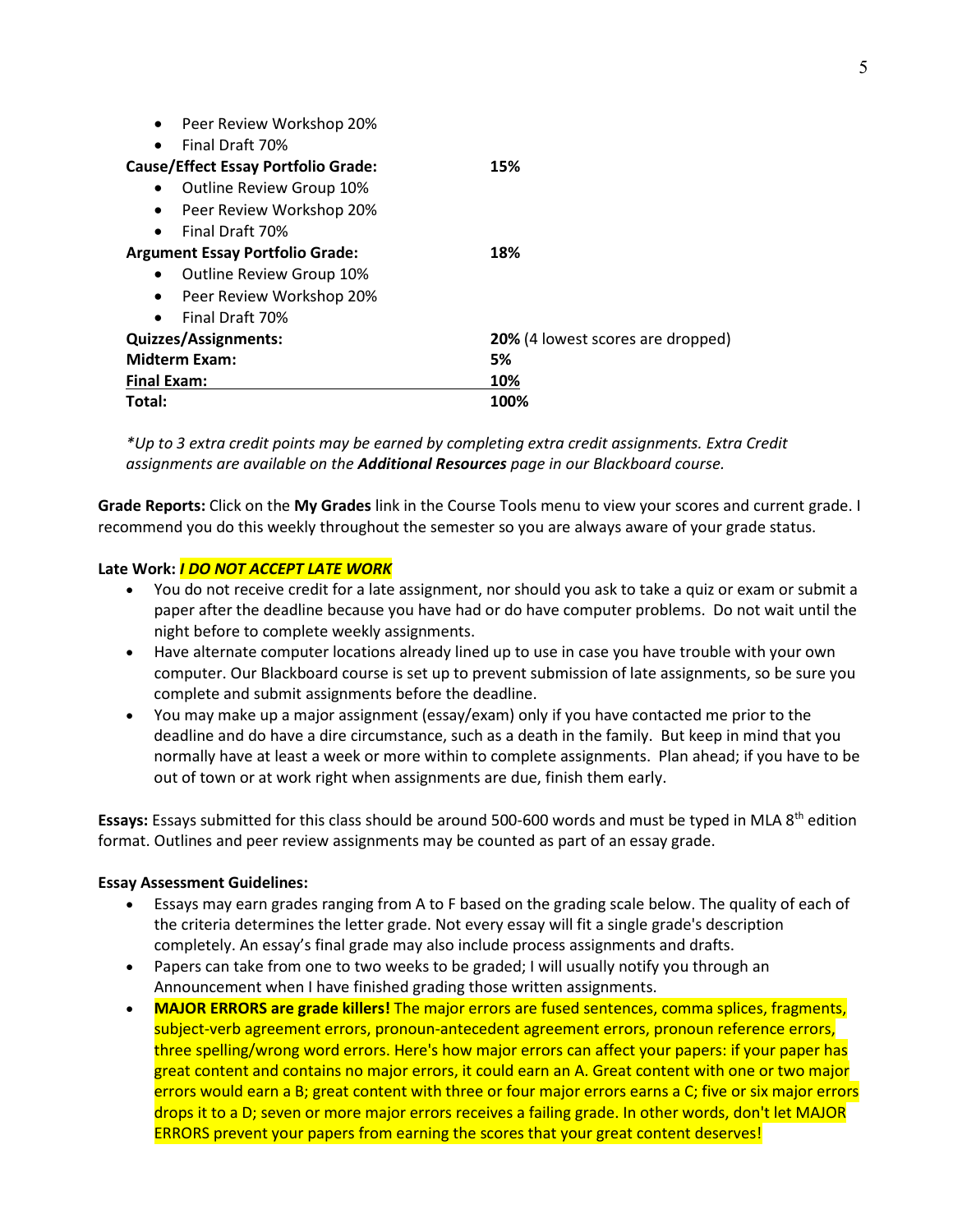| | |
|---|---|
| • Peer Review Workshop 20% | |
| • Final Draft 70% | |
| **Cause/Effect Essay Portfolio Grade:** | **15%** |
| • Outline Review Group 10% | |
| • Peer Review Workshop 20% | |
| • Final Draft 70% | |
| **Argument Essay Portfolio Grade:** | **18%** |
| • Outline Review Group 10% | |
| • Peer Review Workshop 20% | |
| • Final Draft 70% | |
| **Quizzes/Assignments:** | **20%** (4 lowest scores are dropped) |
| **Midterm Exam:** | **5%** |
| **Final Exam:** | **10%** |
| **Total:** | **100%** |

*\*Up to 3 extra credit points may be earned by completing extra credit assignments. Extra Credit assignments are available on the **Additional Resources** page in our Blackboard course.*

**Grade Reports:** Click on the **My Grades** link in the Course Tools menu to view your scores and current grade. I recommend you do this weekly throughout the semester so you are always aware of your grade status.

**Late Work:** ***I DO NOT ACCEPT LATE WORK***

- You do not receive credit for a late assignment, nor should you ask to take a quiz or exam or submit a paper after the deadline because you have had or do have computer problems. Do not wait until the night before to complete weekly assignments.
- Have alternate computer locations already lined up to use in case you have trouble with your own computer. Our Blackboard course is set up to prevent submission of late assignments, so be sure you complete and submit assignments before the deadline.
- You may make up a major assignment (essay/exam) only if you have contacted me prior to the deadline and do have a dire circumstance, such as a death in the family. But keep in mind that you normally have at least a week or more within to complete assignments. Plan ahead; if you have to be out of town or at work right when assignments are due, finish them early.

**Essays:** Essays submitted for this class should be around 500-600 words and must be typed in MLA 8th edition format. Outlines and peer review assignments may be counted as part of an essay grade.

**Essay Assessment Guidelines:**

- Essays may earn grades ranging from A to F based on the grading scale below. The quality of each of the criteria determines the letter grade. Not every essay will fit a single grade's description completely. An essay's final grade may also include process assignments and drafts.
- Papers can take from one to two weeks to be graded; I will usually notify you through an Announcement when I have finished grading those written assignments.
- **MAJOR ERRORS are grade killers!** The major errors are fused sentences, comma splices, fragments, subject-verb agreement errors, pronoun-antecedent agreement errors, pronoun reference errors, three spelling/wrong word errors. Here's how major errors can affect your papers: if your paper has great content and contains no major errors, it could earn an A. Great content with one or two major errors would earn a B; great content with three or four major errors earns a C; five or six major errors drops it to a D; seven or more major errors receives a failing grade. In other words, don't let MAJOR ERRORS prevent your papers from earning the scores that your great content deserves!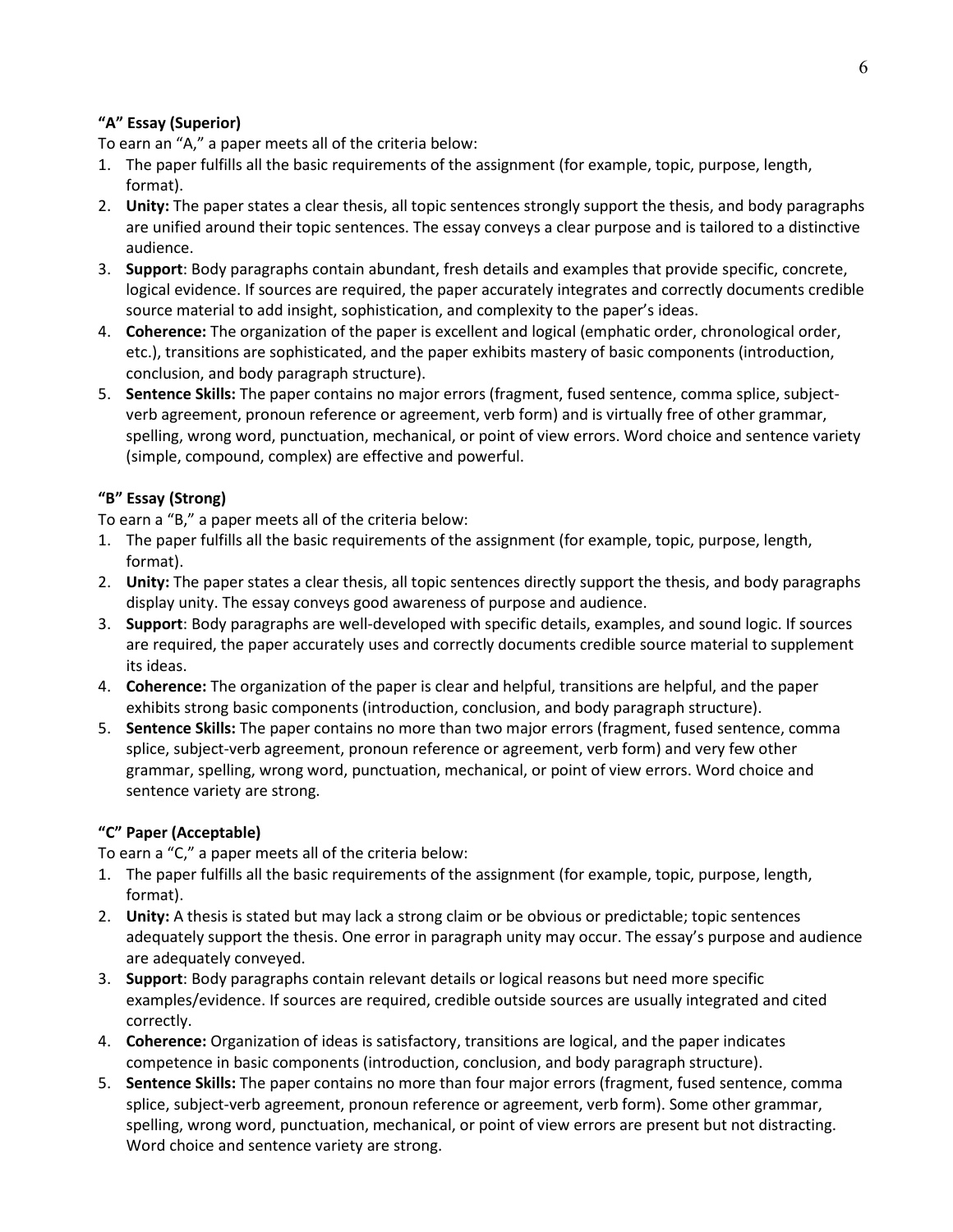**"A" Essay (Superior)**

To earn an "A," a paper meets all of the criteria below:

1. The paper fulfills all the basic requirements of the assignment (for example, topic, purpose, length, format).
2. **Unity:** The paper states a clear thesis, all topic sentences strongly support the thesis, and body paragraphs are unified around their topic sentences. The essay conveys a clear purpose and is tailored to a distinctive audience.
3. **Support**: Body paragraphs contain abundant, fresh details and examples that provide specific, concrete, logical evidence. If sources are required, the paper accurately integrates and correctly documents credible source material to add insight, sophistication, and complexity to the paper's ideas.
4. **Coherence:** The organization of the paper is excellent and logical (emphatic order, chronological order, etc.), transitions are sophisticated, and the paper exhibits mastery of basic components (introduction, conclusion, and body paragraph structure).
5. **Sentence Skills:** The paper contains no major errors (fragment, fused sentence, comma splice, subject-verb agreement, pronoun reference or agreement, verb form) and is virtually free of other grammar, spelling, wrong word, punctuation, mechanical, or point of view errors. Word choice and sentence variety (simple, compound, complex) are effective and powerful.

**"B" Essay (Strong)**

To earn a "B," a paper meets all of the criteria below:

1. The paper fulfills all the basic requirements of the assignment (for example, topic, purpose, length, format).
2. **Unity:** The paper states a clear thesis, all topic sentences directly support the thesis, and body paragraphs display unity. The essay conveys good awareness of purpose and audience.
3. **Support**: Body paragraphs are well-developed with specific details, examples, and sound logic. If sources are required, the paper accurately uses and correctly documents credible source material to supplement its ideas.
4. **Coherence:** The organization of the paper is clear and helpful, transitions are helpful, and the paper exhibits strong basic components (introduction, conclusion, and body paragraph structure).
5. **Sentence Skills:** The paper contains no more than two major errors (fragment, fused sentence, comma splice, subject-verb agreement, pronoun reference or agreement, verb form) and very few other grammar, spelling, wrong word, punctuation, mechanical, or point of view errors. Word choice and sentence variety are strong.

**"C" Paper (Acceptable)**

To earn a "C," a paper meets all of the criteria below:

1. The paper fulfills all the basic requirements of the assignment (for example, topic, purpose, length, format).
2. **Unity:** A thesis is stated but may lack a strong claim or be obvious or predictable; topic sentences adequately support the thesis. One error in paragraph unity may occur. The essay's purpose and audience are adequately conveyed.
3. **Support**: Body paragraphs contain relevant details or logical reasons but need more specific examples/evidence. If sources are required, credible outside sources are usually integrated and cited correctly.
4. **Coherence:** Organization of ideas is satisfactory, transitions are logical, and the paper indicates competence in basic components (introduction, conclusion, and body paragraph structure).
5. **Sentence Skills:** The paper contains no more than four major errors (fragment, fused sentence, comma splice, subject-verb agreement, pronoun reference or agreement, verb form). Some other grammar, spelling, wrong word, punctuation, mechanical, or point of view errors are present but not distracting. Word choice and sentence variety are strong.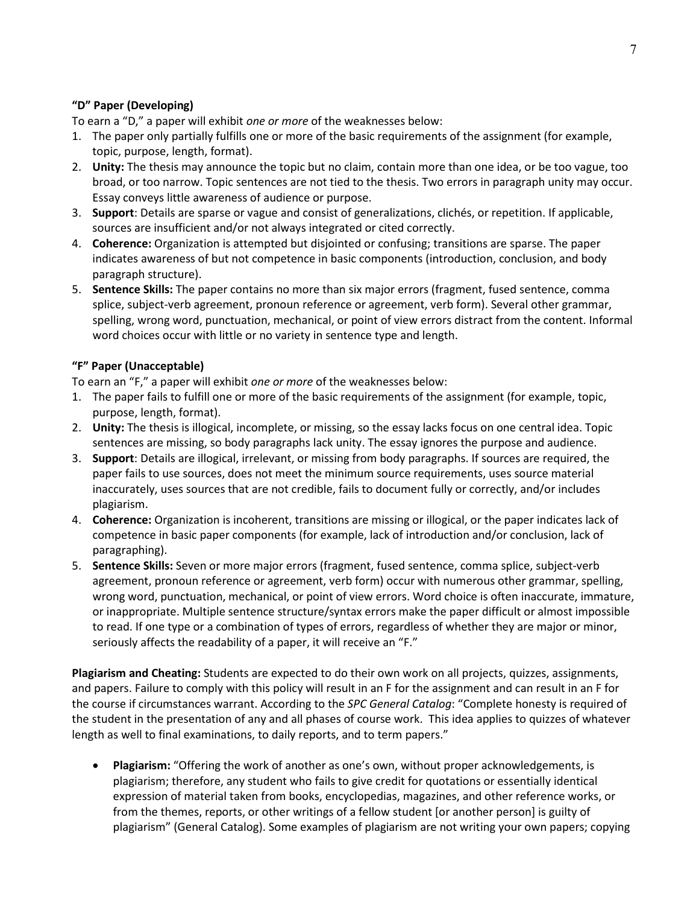**"D" Paper (Developing)**

To earn a "D," a paper will exhibit *one or more* of the weaknesses below:

1. The paper only partially fulfills one or more of the basic requirements of the assignment (for example, topic, purpose, length, format).
2. **Unity:** The thesis may announce the topic but no claim, contain more than one idea, or be too vague, too broad, or too narrow. Topic sentences are not tied to the thesis. Two errors in paragraph unity may occur. Essay conveys little awareness of audience or purpose.
3. **Support**: Details are sparse or vague and consist of generalizations, clichés, or repetition. If applicable, sources are insufficient and/or not always integrated or cited correctly.
4. **Coherence:** Organization is attempted but disjointed or confusing; transitions are sparse. The paper indicates awareness of but not competence in basic components (introduction, conclusion, and body paragraph structure).
5. **Sentence Skills:** The paper contains no more than six major errors (fragment, fused sentence, comma splice, subject-verb agreement, pronoun reference or agreement, verb form). Several other grammar, spelling, wrong word, punctuation, mechanical, or point of view errors distract from the content. Informal word choices occur with little or no variety in sentence type and length.

**"F" Paper (Unacceptable)**

To earn an "F," a paper will exhibit *one or more* of the weaknesses below:

1. The paper fails to fulfill one or more of the basic requirements of the assignment (for example, topic, purpose, length, format).
2. **Unity:** The thesis is illogical, incomplete, or missing, so the essay lacks focus on one central idea. Topic sentences are missing, so body paragraphs lack unity. The essay ignores the purpose and audience.
3. **Support**: Details are illogical, irrelevant, or missing from body paragraphs. If sources are required, the paper fails to use sources, does not meet the minimum source requirements, uses source material inaccurately, uses sources that are not credible, fails to document fully or correctly, and/or includes plagiarism.
4. **Coherence:** Organization is incoherent, transitions are missing or illogical, or the paper indicates lack of competence in basic paper components (for example, lack of introduction and/or conclusion, lack of paragraphing).
5. **Sentence Skills:** Seven or more major errors (fragment, fused sentence, comma splice, subject-verb agreement, pronoun reference or agreement, verb form) occur with numerous other grammar, spelling, wrong word, punctuation, mechanical, or point of view errors. Word choice is often inaccurate, immature, or inappropriate. Multiple sentence structure/syntax errors make the paper difficult or almost impossible to read. If one type or a combination of types of errors, regardless of whether they are major or minor, seriously affects the readability of a paper, it will receive an "F."

**Plagiarism and Cheating:** Students are expected to do their own work on all projects, quizzes, assignments, and papers. Failure to comply with this policy will result in an F for the assignment and can result in an F for the course if circumstances warrant. According to the *SPC General Catalog*: "Complete honesty is required of the student in the presentation of any and all phases of course work. This idea applies to quizzes of whatever length as well to final examinations, to daily reports, and to term papers."

- **Plagiarism:** "Offering the work of another as one's own, without proper acknowledgements, is plagiarism; therefore, any student who fails to give credit for quotations or essentially identical expression of material taken from books, encyclopedias, magazines, and other reference works, or from the themes, reports, or other writings of a fellow student [or another person] is guilty of plagiarism" (General Catalog). Some examples of plagiarism are not writing your own papers; copying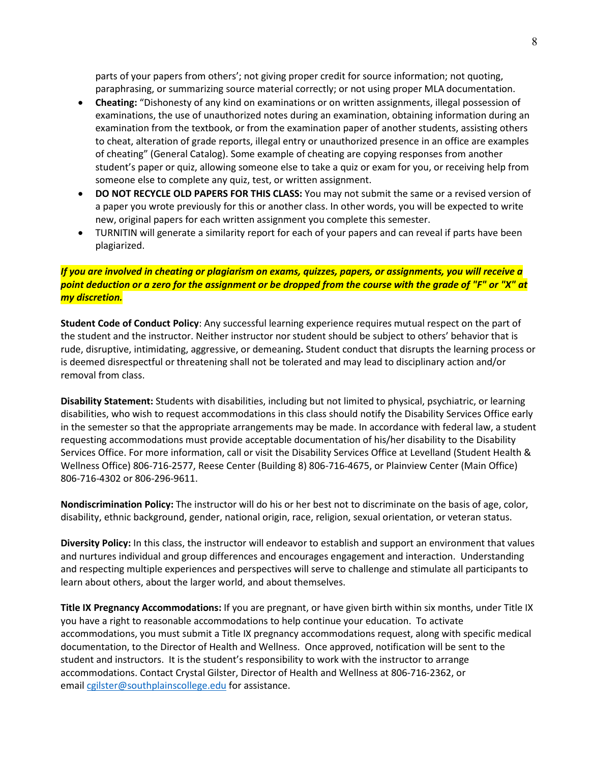parts of your papers from others'; not giving proper credit for source information; not quoting, paraphrasing, or summarizing source material correctly; or not using proper MLA documentation.

- **Cheating:** "Dishonesty of any kind on examinations or on written assignments, illegal possession of examinations, the use of unauthorized notes during an examination, obtaining information during an examination from the textbook, or from the examination paper of another students, assisting others to cheat, alteration of grade reports, illegal entry or unauthorized presence in an office are examples of cheating" (General Catalog). Some example of cheating are copying responses from another student's paper or quiz, allowing someone else to take a quiz or exam for you, or receiving help from someone else to complete any quiz, test, or written assignment.
- **DO NOT RECYCLE OLD PAPERS FOR THIS CLASS:** You may not submit the same or a revised version of a paper you wrote previously for this or another class. In other words, you will be expected to write new, original papers for each written assignment you complete this semester.
- TURNITIN will generate a similarity report for each of your papers and can reveal if parts have been plagiarized.

***If you are involved in cheating or plagiarism on exams, quizzes, papers, or assignments, you will receive a point deduction or a zero for the assignment or be dropped from the course with the grade of "F" or "X" at my discretion.***

**Student Code of Conduct Policy**: Any successful learning experience requires mutual respect on the part of the student and the instructor. Neither instructor nor student should be subject to others' behavior that is rude, disruptive, intimidating, aggressive, or demeaning**.** Student conduct that disrupts the learning process or is deemed disrespectful or threatening shall not be tolerated and may lead to disciplinary action and/or removal from class.

**Disability Statement:** Students with disabilities, including but not limited to physical, psychiatric, or learning disabilities, who wish to request accommodations in this class should notify the Disability Services Office early in the semester so that the appropriate arrangements may be made. In accordance with federal law, a student requesting accommodations must provide acceptable documentation of his/her disability to the Disability Services Office. For more information, call or visit the Disability Services Office at Levelland (Student Health & Wellness Office) 806-716-2577, Reese Center (Building 8) 806-716-4675, or Plainview Center (Main Office) 806-716-4302 or 806-296-9611.

**Nondiscrimination Policy:** The instructor will do his or her best not to discriminate on the basis of age, color, disability, ethnic background, gender, national origin, race, religion, sexual orientation, or veteran status.

**Diversity Policy:** In this class, the instructor will endeavor to establish and support an environment that values and nurtures individual and group differences and encourages engagement and interaction. Understanding and respecting multiple experiences and perspectives will serve to challenge and stimulate all participants to learn about others, about the larger world, and about themselves.

**Title IX Pregnancy Accommodations:** If you are pregnant, or have given birth within six months, under Title IX you have a right to reasonable accommodations to help continue your education. To activate accommodations, you must submit a Title IX pregnancy accommodations request, along with specific medical documentation, to the Director of Health and Wellness. Once approved, notification will be sent to the student and instructors. It is the student's responsibility to work with the instructor to arrange accommodations. Contact Crystal Gilster, Director of Health and Wellness at 806-716-2362, or email cgilster@southplainscollege.edu for assistance.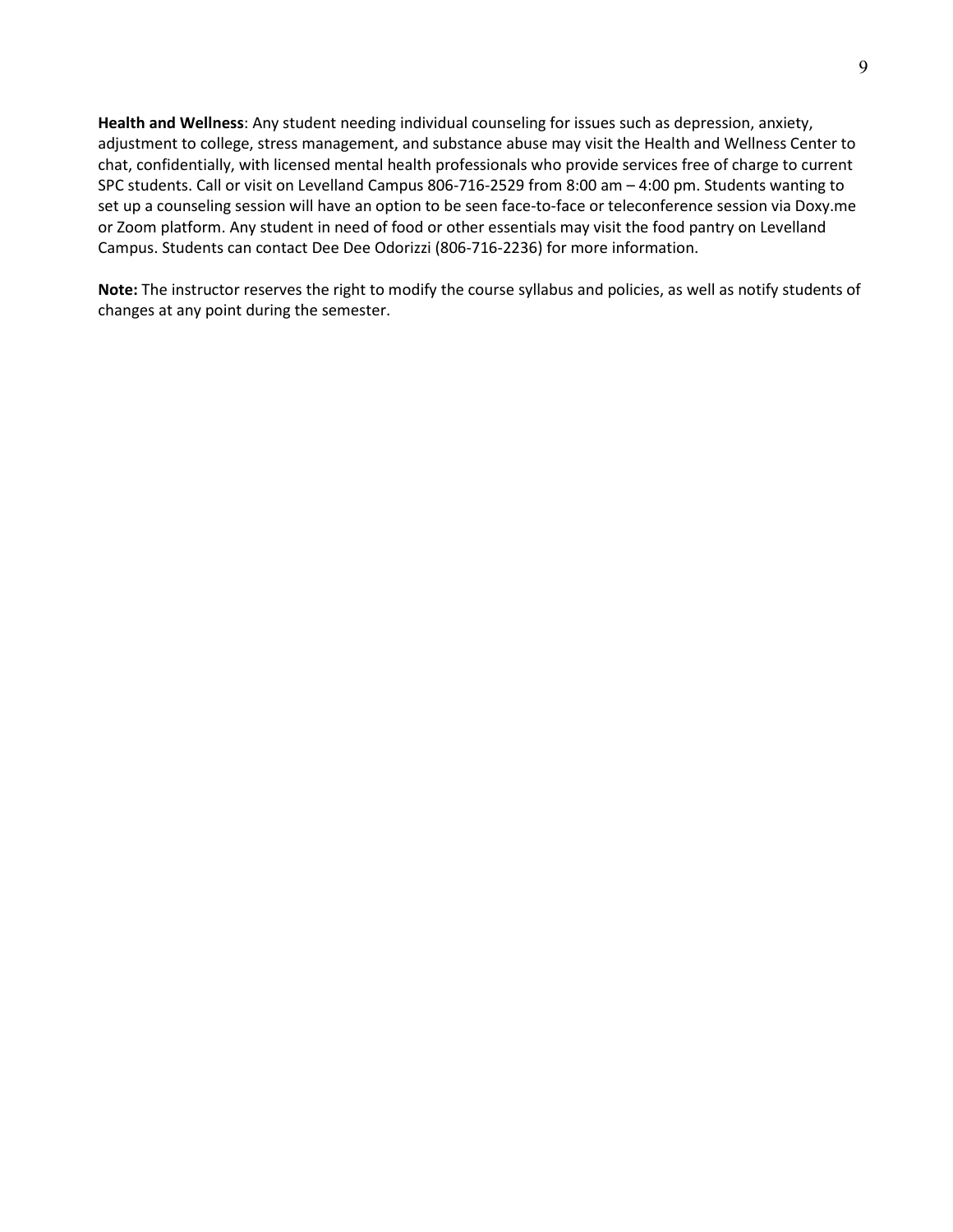**Health and Wellness**: Any student needing individual counseling for issues such as depression, anxiety, adjustment to college, stress management, and substance abuse may visit the Health and Wellness Center to chat, confidentially, with licensed mental health professionals who provide services free of charge to current SPC students. Call or visit on Levelland Campus 806-716-2529 from 8:00 am – 4:00 pm. Students wanting to set up a counseling session will have an option to be seen face-to-face or teleconference session via Doxy.me or Zoom platform. Any student in need of food or other essentials may visit the food pantry on Levelland Campus. Students can contact Dee Dee Odorizzi (806-716-2236) for more information.

**Note:** The instructor reserves the right to modify the course syllabus and policies, as well as notify students of changes at any point during the semester.